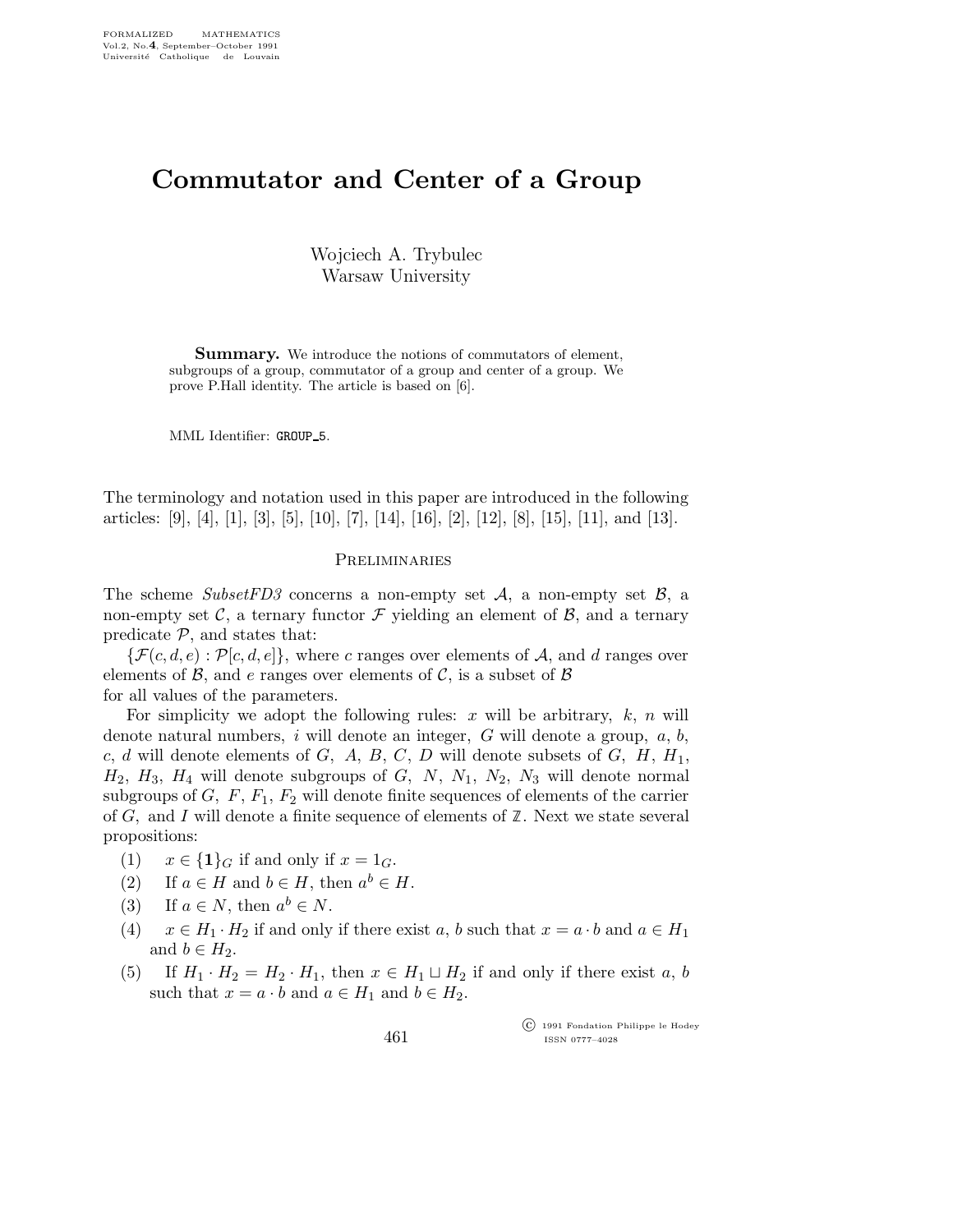# Commutator and Center of a Group

Wojciech A. Trybulec
Warsaw University

**Summary.** We introduce the notions of commutators of element, subgroups of a group, commutator of a group and center of a group. We prove P.Hall identity. The article is based on [6].

MML Identifier: GROUP_5.

The terminology and notation used in this paper are introduced in the following articles: [9], [4], [1], [3], [5], [10], [7], [14], [16], [2], [12], [8], [15], [11], and [13].

## Preliminaries

The scheme *SubsetFD3* concerns a non-empty set $\mathcal{A}$, a non-empty set $\mathcal{B}$, a non-empty set $\mathcal{C}$, a ternary functor $\mathcal{F}$ yielding an element of $\mathcal{B}$, and a ternary predicate $\mathcal{P}$, and states that:

$\{\mathcal{F}(c,d,e) : \mathcal{P}[c,d,e]\}$, where $c$ ranges over elements of $\mathcal{A}$, and $d$ ranges over elements of $\mathcal{B}$, and $e$ ranges over elements of $\mathcal{C}$, is a subset of $\mathcal{B}$

for all values of the parameters.

For simplicity we adopt the following rules: $x$ will be arbitrary, $k$, $n$ will denote natural numbers, $i$ will denote an integer, $G$ will denote a group, $a$, $b$, $c$, $d$ will denote elements of $G$, $A$, $B$, $C$, $D$ will denote subsets of $G$, $H$, $H_1$, $H_2$, $H_3$, $H_4$ will denote subgroups of $G$, $N$, $N_1$, $N_2$, $N_3$ will denote normal subgroups of $G$, $F$, $F_1$, $F_2$ will denote finite sequences of elements of the carrier of $G$, and $I$ will denote a finite sequence of elements of $\mathbb{Z}$. Next we state several propositions:

(1) $x \in \{\mathbf{1}\}_G$ if and only if $x = 1_G$.

(2) If $a \in H$ and $b \in H$, then $a^b \in H$.

(3) If $a \in N$, then $a^b \in N$.

(4) $x \in H_1 \cdot H_2$ if and only if there exist $a$, $b$ such that $x = a \cdot b$ and $a \in H_1$ and $b \in H_2$.

(5) If $H_1 \cdot H_2 = H_2 \cdot H_1$, then $x \in H_1 \sqcup H_2$ if and only if there exist $a$, $b$ such that $x = a \cdot b$ and $a \in H_1$ and $b \in H_2$.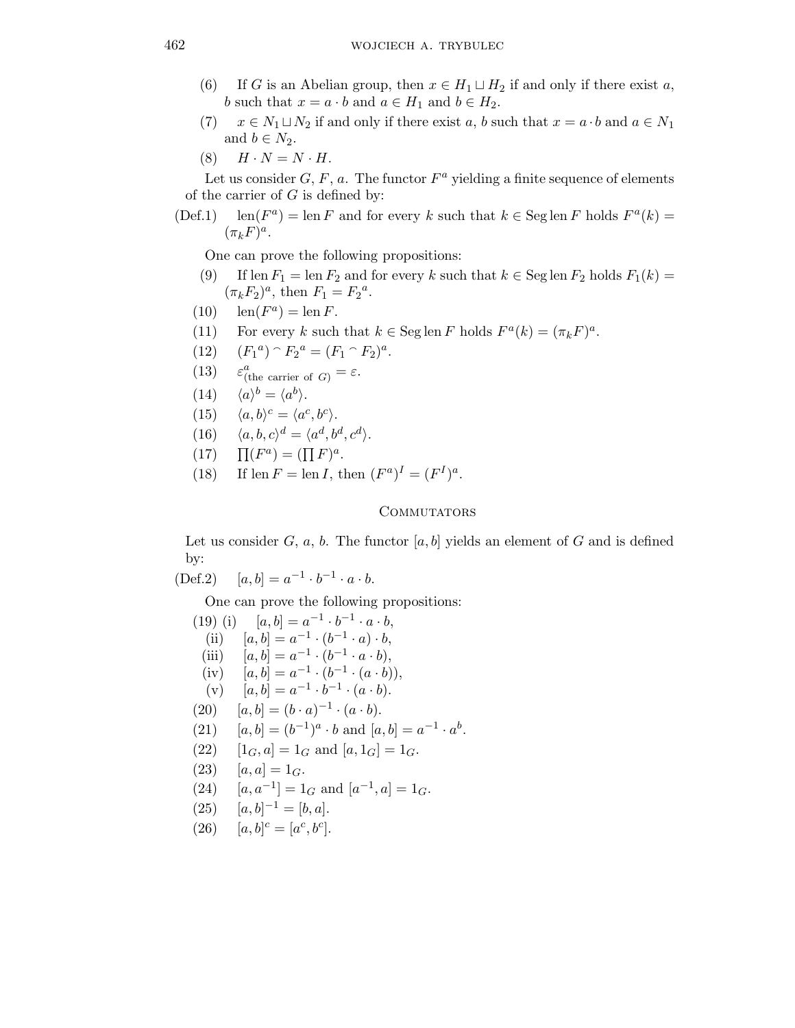(6) If $G$ is an Abelian group, then $x \in H_1 \sqcup H_2$ if and only if there exist $a$, $b$ such that $x = a \cdot b$ and $a \in H_1$ and $b \in H_2$.

(7) $x \in N_1 \sqcup N_2$ if and only if there exist $a$, $b$ such that $x = a \cdot b$ and $a \in N_1$ and $b \in N_2$.

(8) $H \cdot N = N \cdot H$.

Let us consider $G$, $F$, $a$. The functor $F^a$ yielding a finite sequence of elements of the carrier of $G$ is defined by:

(Def.1) $\operatorname{len}(F^a) = \operatorname{len} F$ and for every $k$ such that $k \in \operatorname{Seg} \operatorname{len} F$ holds $F^a(k) = (\pi_k F)^a$.

One can prove the following propositions:

(9) If $\operatorname{len} F_1 = \operatorname{len} F_2$ and for every $k$ such that $k \in \operatorname{Seg} \operatorname{len} F_2$ holds $F_1(k) = (\pi_k F_2)^a$, then $F_1 = {F_2}^a$.

(10) $\operatorname{len}(F^a) = \operatorname{len} F$.

(11) For every $k$ such that $k \in \operatorname{Seg} \operatorname{len} F$ holds $F^a(k) = (\pi_k F)^a$.

(12) $({F_1}^a) \frown {F_2}^a = (F_1 \frown F_2)^a$.

(13) $\varepsilon^a_{(\text{the carrier of } G)} = \varepsilon$.

(14) $\langle a \rangle^b = \langle a^b \rangle$.

(15) $\langle a, b \rangle^c = \langle a^c, b^c \rangle$.

(16) $\langle a, b, c \rangle^d = \langle a^d, b^d, c^d \rangle$.

(17) $\prod(F^a) = (\prod F)^a$.

(18) If $\operatorname{len} F = \operatorname{len} I$, then $(F^a)^I = (F^I)^a$.

## Commutators

Let us consider $G$, $a$, $b$. The functor $[a, b]$ yields an element of $G$ and is defined by:

(Def.2) $[a, b] = a^{-1} \cdot b^{-1} \cdot a \cdot b$.

One can prove the following propositions:

(19) (i) $[a, b] = a^{-1} \cdot b^{-1} \cdot a \cdot b$,

(ii) $[a, b] = a^{-1} \cdot (b^{-1} \cdot a) \cdot b$,

(iii) $[a, b] = a^{-1} \cdot (b^{-1} \cdot a \cdot b)$,

(iv) $[a, b] = a^{-1} \cdot (b^{-1} \cdot (a \cdot b))$,

(v) $[a, b] = a^{-1} \cdot b^{-1} \cdot (a \cdot b)$.

(20) $[a, b] = (b \cdot a)^{-1} \cdot (a \cdot b)$.

(21) $[a, b] = (b^{-1})^a \cdot b$ and $[a, b] = a^{-1} \cdot a^b$.

(22) $[1_G, a] = 1_G$ and $[a, 1_G] = 1_G$.

(23) $[a, a] = 1_G$.

(24) $[a, a^{-1}] = 1_G$ and $[a^{-1}, a] = 1_G$.

(25) $[a, b]^{-1} = [b, a]$.

(26) $[a, b]^c = [a^c, b^c]$.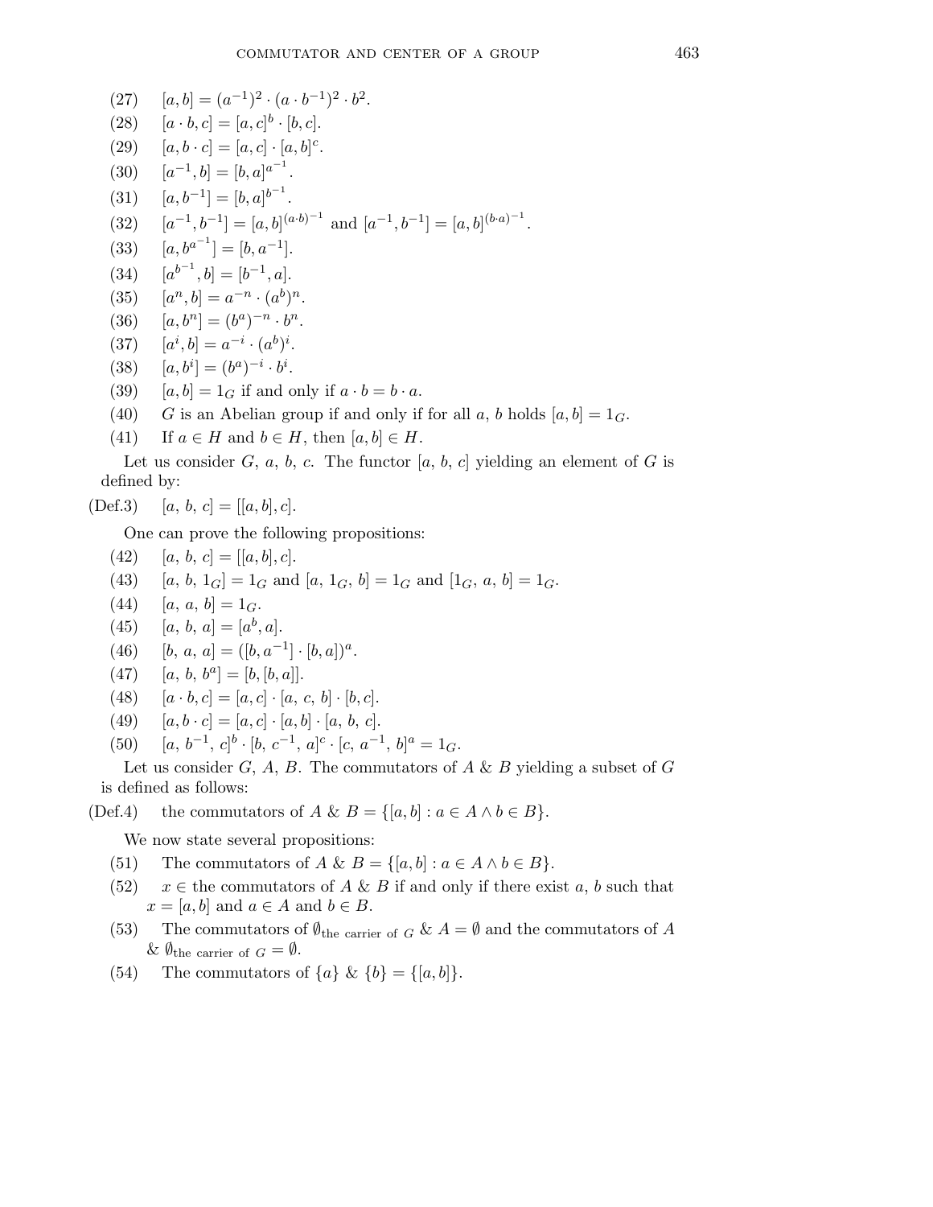(27) $[a, b] = (a^{-1})^2 \cdot (a \cdot b^{-1})^2 \cdot b^2$.

(28) $[a \cdot b, c] = [a, c]^b \cdot [b, c]$.

(29) $[a, b \cdot c] = [a, c] \cdot [a, b]^c$.

(30) $[a^{-1}, b] = [b, a]^{a^{-1}}$.

(31) $[a, b^{-1}] = [b, a]^{b^{-1}}$.

(32) $[a^{-1}, b^{-1}] = [a, b]^{(a \cdot b)^{-1}}$ and $[a^{-1}, b^{-1}] = [a, b]^{(b \cdot a)^{-1}}$.

(33) $[a, b^{a^{-1}}] = [b, a^{-1}]$.

(34) $[a^{b^{-1}}, b] = [b^{-1}, a]$.

(35) $[a^n, b] = a^{-n} \cdot (a^b)^n$.

(36) $[a, b^n] = (b^a)^{-n} \cdot b^n$.

(37) $[a^i, b] = a^{-i} \cdot (a^b)^i$.

(38) $[a, b^i] = (b^a)^{-i} \cdot b^i$.

(39) $[a, b] = 1_G$ if and only if $a \cdot b = b \cdot a$.

(40) $G$ is an Abelian group if and only if for all $a$, $b$ holds $[a, b] = 1_G$.

(41) If $a \in H$ and $b \in H$, then $[a, b] \in H$.

Let us consider $G$, $a$, $b$, $c$. The functor $[a,\, b,\, c]$ yielding an element of $G$ is defined by:

(Def.3) $[a,\, b,\, c] = [[a, b], c]$.

One can prove the following propositions:

(42) $[a,\, b,\, c] = [[a, b], c]$.

(43) $[a,\, b,\, 1_G] = 1_G$ and $[a,\, 1_G,\, b] = 1_G$ and $[1_G,\, a,\, b] = 1_G$.

(44) $[a,\, a,\, b] = 1_G$.

(45) $[a,\, b,\, a] = [a^b, a]$.

(46) $[b,\, a,\, a] = ([b, a^{-1}] \cdot [b, a])^a$.

(47) $[a,\, b,\, b^a] = [b, [b, a]]$.

(48) $[a \cdot b, c] = [a, c] \cdot [a,\, c,\, b] \cdot [b, c]$.

(49) $[a, b \cdot c] = [a, c] \cdot [a, b] \cdot [a,\, b,\, c]$.

(50) $[a,\, b^{-1},\, c]^b \cdot [b,\, c^{-1},\, a]^c \cdot [c,\, a^{-1},\, b]^a = 1_G$.

Let us consider $G$, $A$, $B$. The commutators of $A$ & $B$ yielding a subset of $G$ is defined as follows:

(Def.4) the commutators of $A$ & $B = \{[a, b] : a \in A \wedge b \in B\}$.

We now state several propositions:

(51) The commutators of $A$ & $B = \{[a, b] : a \in A \wedge b \in B\}$.

(52) $x \in$ the commutators of $A$ & $B$ if and only if there exist $a$, $b$ such that $x = [a, b]$ and $a \in A$ and $b \in B$.

(53) The commutators of $\emptyset_{\text{the carrier of } G}$ & $A = \emptyset$ and the commutators of $A$ & $\emptyset_{\text{the carrier of } G} = \emptyset$.

(54) The commutators of $\{a\}$ & $\{b\} = \{[a, b]\}$.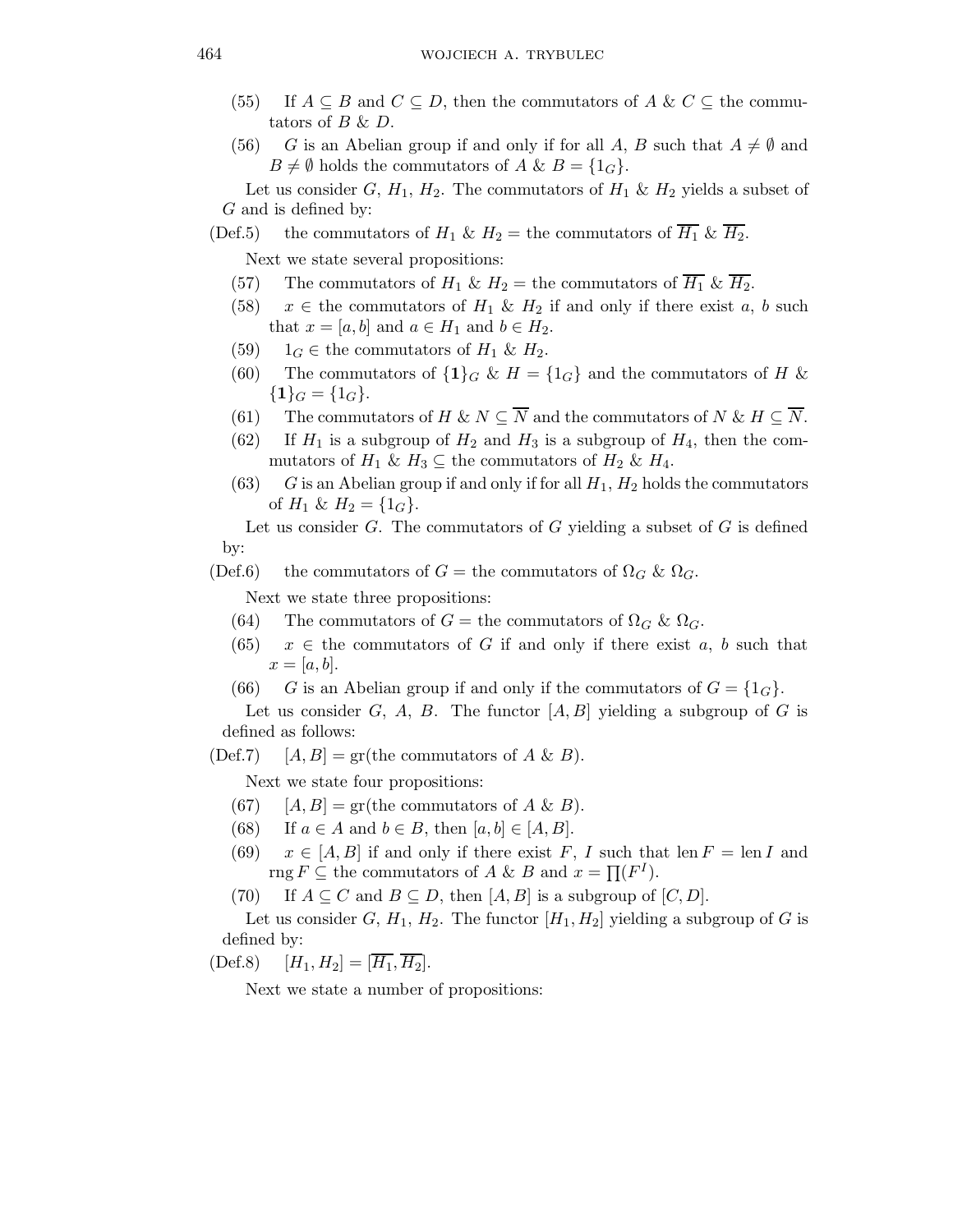(55) If $A \subseteq B$ and $C \subseteq D$, then the commutators of $A$ & $C \subseteq$ the commutators of $B$ & $D$.

(56) $G$ is an Abelian group if and only if for all $A$, $B$ such that $A \neq \emptyset$ and $B \neq \emptyset$ holds the commutators of $A$ & $B = \{1_G\}$.

Let us consider $G$, $H_1$, $H_2$. The commutators of $H_1$ & $H_2$ yields a subset of $G$ and is defined by:

(Def.5) the commutators of $H_1$ & $H_2$ = the commutators of $\overline{H_1}$ & $\overline{H_2}$.

Next we state several propositions:

(57) The commutators of $H_1$ & $H_2$ = the commutators of $\overline{H_1}$ & $\overline{H_2}$.

(58) $x \in$ the commutators of $H_1$ & $H_2$ if and only if there exist $a$, $b$ such that $x = [a, b]$ and $a \in H_1$ and $b \in H_2$.

(59) $1_G \in$ the commutators of $H_1$ & $H_2$.

(60) The commutators of $\{\mathbf{1}\}_G$ & $H = \{1_G\}$ and the commutators of $H$ & $\{\mathbf{1}\}_G = \{1_G\}$.

(61) The commutators of $H$ & $N \subseteq \overline{N}$ and the commutators of $N$ & $H \subseteq \overline{N}$.

(62) If $H_1$ is a subgroup of $H_2$ and $H_3$ is a subgroup of $H_4$, then the commutators of $H_1$ & $H_3 \subseteq$ the commutators of $H_2$ & $H_4$.

(63) $G$ is an Abelian group if and only if for all $H_1$, $H_2$ holds the commutators of $H_1$ & $H_2 = \{1_G\}$.

Let us consider $G$. The commutators of $G$ yielding a subset of $G$ is defined by:

(Def.6) the commutators of $G$ = the commutators of $\Omega_G$ & $\Omega_G$.

Next we state three propositions:

(64) The commutators of $G$ = the commutators of $\Omega_G$ & $\Omega_G$.

(65) $x \in$ the commutators of $G$ if and only if there exist $a$, $b$ such that $x = [a, b]$.

(66) $G$ is an Abelian group if and only if the commutators of $G = \{1_G\}$.

Let us consider $G$, $A$, $B$. The functor $[A, B]$ yielding a subgroup of $G$ is defined as follows:

(Def.7) $[A, B] = \text{gr}(\text{the commutators of } A \text{ \& } B)$.

Next we state four propositions:

(67) $[A, B] = \text{gr}(\text{the commutators of } A \text{ \& } B)$.

(68) If $a \in A$ and $b \in B$, then $[a, b] \in [A, B]$.

(69) $x \in [A, B]$ if and only if there exist $F$, $I$ such that $\text{len}\, F = \text{len}\, I$ and $\text{rng}\, F \subseteq$ the commutators of $A$ & $B$ and $x = \prod(F^I)$.

(70) If $A \subseteq C$ and $B \subseteq D$, then $[A, B]$ is a subgroup of $[C, D]$.

Let us consider $G$, $H_1$, $H_2$. The functor $[H_1, H_2]$ yielding a subgroup of $G$ is defined by:

(Def.8) $[H_1, H_2] = [\overline{H_1}, \overline{H_2}]$.

Next we state a number of propositions: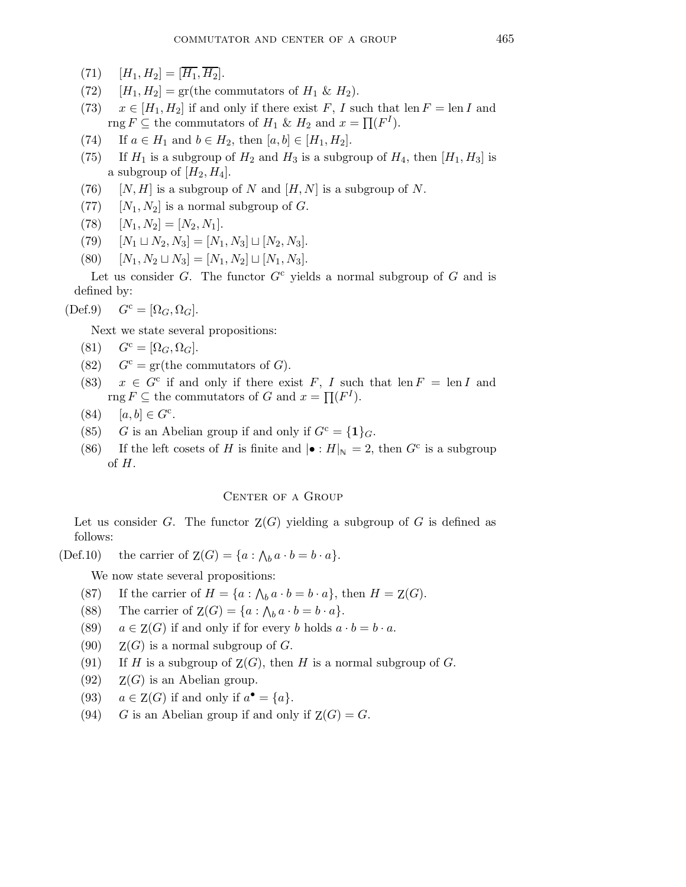(71) $[H_1, H_2] = [\overline{H_1}, \overline{H_2}]$.

(72) $[H_1, H_2] = \mathrm{gr}(\text{the commutators of } H_1 \ \& \ H_2)$.

(73) $x \in [H_1, H_2]$ if and only if there exist $F$, $I$ such that $\mathrm{len}\, F = \mathrm{len}\, I$ and $\mathrm{rng}\, F \subseteq$ the commutators of $H_1$ & $H_2$ and $x = \prod(F^I)$.

(74) If $a \in H_1$ and $b \in H_2$, then $[a, b] \in [H_1, H_2]$.

(75) If $H_1$ is a subgroup of $H_2$ and $H_3$ is a subgroup of $H_4$, then $[H_1, H_3]$ is a subgroup of $[H_2, H_4]$.

(76) $[N, H]$ is a subgroup of $N$ and $[H, N]$ is a subgroup of $N$.

(77) $[N_1, N_2]$ is a normal subgroup of $G$.

(78) $[N_1, N_2] = [N_2, N_1]$.

(79) $[N_1 \sqcup N_2, N_3] = [N_1, N_3] \sqcup [N_2, N_3]$.

(80) $[N_1, N_2 \sqcup N_3] = [N_1, N_2] \sqcup [N_1, N_3]$.

Let us consider $G$. The functor $G^{\mathrm{c}}$ yields a normal subgroup of $G$ and is defined by:

(Def.9) $G^{\mathrm{c}} = [\Omega_G, \Omega_G]$.

Next we state several propositions:

(81) $G^{\mathrm{c}} = [\Omega_G, \Omega_G]$.

(82) $G^{\mathrm{c}} = \mathrm{gr}(\text{the commutators of } G)$.

(83) $x \in G^{\mathrm{c}}$ if and only if there exist $F$, $I$ such that $\mathrm{len}\, F = \mathrm{len}\, I$ and $\mathrm{rng}\, F \subseteq$ the commutators of $G$ and $x = \prod(F^I)$.

(84) $[a, b] \in G^{\mathrm{c}}$.

(85) $G$ is an Abelian group if and only if $G^{\mathrm{c}} = \{\mathbf{1}\}_G$.

(86) If the left cosets of $H$ is finite and $|\bullet : H|_{\mathbb{N}} = 2$, then $G^{\mathrm{c}}$ is a subgroup of $H$.

## Center of a Group

Let us consider $G$. The functor $\mathrm{Z}(G)$ yielding a subgroup of $G$ is defined as follows:

(Def.10) the carrier of $\mathrm{Z}(G) = \{a : \bigwedge_b a \cdot b = b \cdot a\}$.

We now state several propositions:

(87) If the carrier of $H = \{a : \bigwedge_b a \cdot b = b \cdot a\}$, then $H = \mathrm{Z}(G)$.

(88) The carrier of $\mathrm{Z}(G) = \{a : \bigwedge_b a \cdot b = b \cdot a\}$.

(89) $a \in \mathrm{Z}(G)$ if and only if for every $b$ holds $a \cdot b = b \cdot a$.

(90) $\mathrm{Z}(G)$ is a normal subgroup of $G$.

(91) If $H$ is a subgroup of $\mathrm{Z}(G)$, then $H$ is a normal subgroup of $G$.

(92) $\mathrm{Z}(G)$ is an Abelian group.

(93) $a \in \mathrm{Z}(G)$ if and only if $a^\bullet = \{a\}$.

(94) $G$ is an Abelian group if and only if $\mathrm{Z}(G) = G$.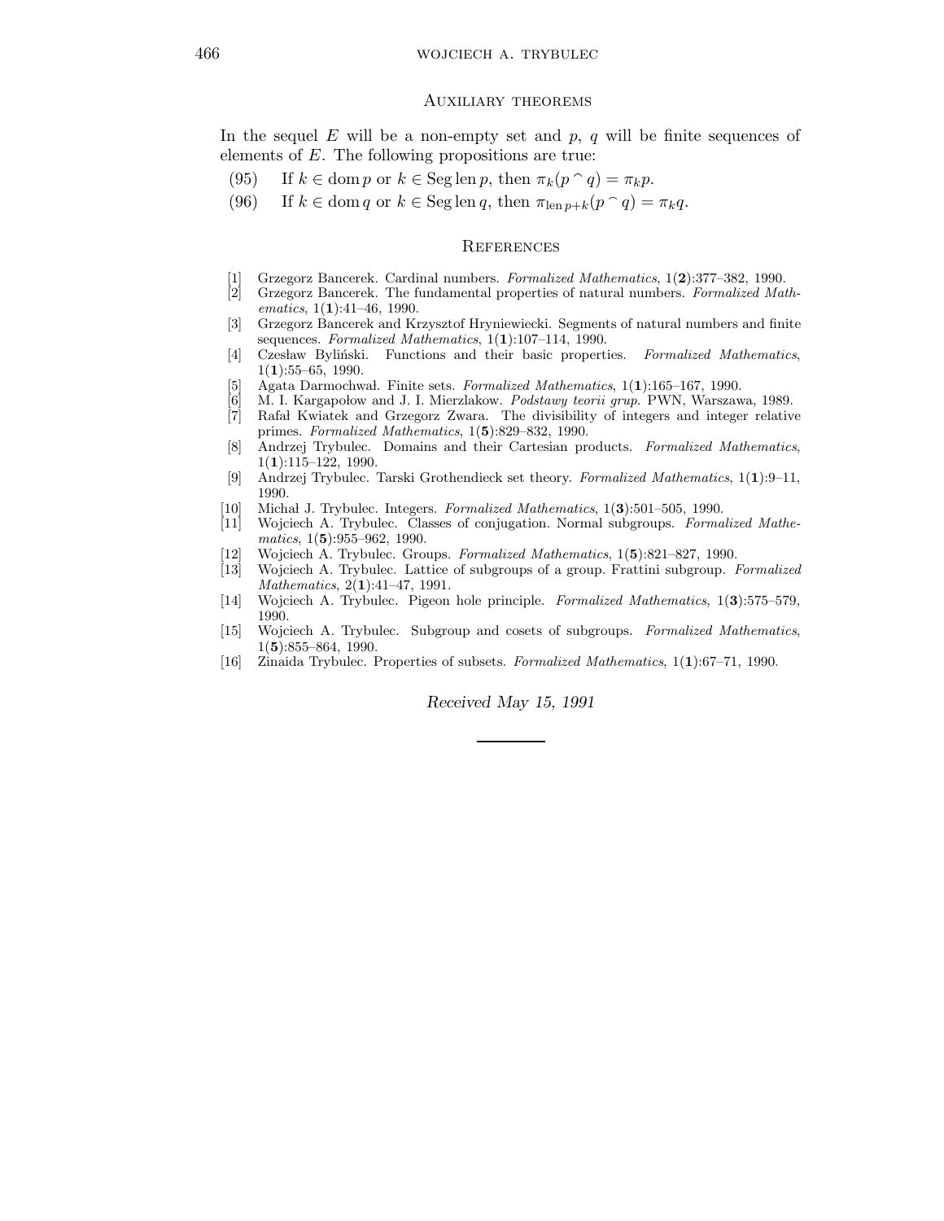## Auxiliary theorems

In the sequel $E$ will be a non-empty set and $p$, $q$ will be finite sequences of elements of $E$. The following propositions are true:

(95) If $k \in \operatorname{dom} p$ or $k \in \operatorname{Seg} \operatorname{len} p$, then $\pi_k(p \frown q) = \pi_k p$.

(96) If $k \in \operatorname{dom} q$ or $k \in \operatorname{Seg} \operatorname{len} q$, then $\pi_{\operatorname{len} p + k}(p \frown q) = \pi_k q$.

## References

[1] Grzegorz Bancerek. Cardinal numbers. *Formalized Mathematics*, 1(**2**):377–382, 1990.

[2] Grzegorz Bancerek. The fundamental properties of natural numbers. *Formalized Mathematics*, 1(**1**):41–46, 1990.

[3] Grzegorz Bancerek and Krzysztof Hryniewiecki. Segments of natural numbers and finite sequences. *Formalized Mathematics*, 1(**1**):107–114, 1990.

[4] Czesław Byliński. Functions and their basic properties. *Formalized Mathematics*, 1(**1**):55–65, 1990.

[5] Agata Darmochwał. Finite sets. *Formalized Mathematics*, 1(**1**):165–167, 1990.

[6] M. I. Kargapołow and J. I. Mierzlakow. *Podstawy teorii grup*. PWN, Warszawa, 1989.

[7] Rafał Kwiatek and Grzegorz Zwara. The divisibility of integers and integer relative primes. *Formalized Mathematics*, 1(**5**):829–832, 1990.

[8] Andrzej Trybulec. Domains and their Cartesian products. *Formalized Mathematics*, 1(**1**):115–122, 1990.

[9] Andrzej Trybulec. Tarski Grothendieck set theory. *Formalized Mathematics*, 1(**1**):9–11, 1990.

[10] Michał J. Trybulec. Integers. *Formalized Mathematics*, 1(**3**):501–505, 1990.

[11] Wojciech A. Trybulec. Classes of conjugation. Normal subgroups. *Formalized Mathematics*, 1(**5**):955–962, 1990.

[12] Wojciech A. Trybulec. Groups. *Formalized Mathematics*, 1(**5**):821–827, 1990.

[13] Wojciech A. Trybulec. Lattice of subgroups of a group. Frattini subgroup. *Formalized Mathematics*, 2(**1**):41–47, 1991.

[14] Wojciech A. Trybulec. Pigeon hole principle. *Formalized Mathematics*, 1(**3**):575–579, 1990.

[15] Wojciech A. Trybulec. Subgroup and cosets of subgroups. *Formalized Mathematics*, 1(**5**):855–864, 1990.

[16] Zinaida Trybulec. Properties of subsets. *Formalized Mathematics*, 1(**1**):67–71, 1990.

*Received May 15, 1991*